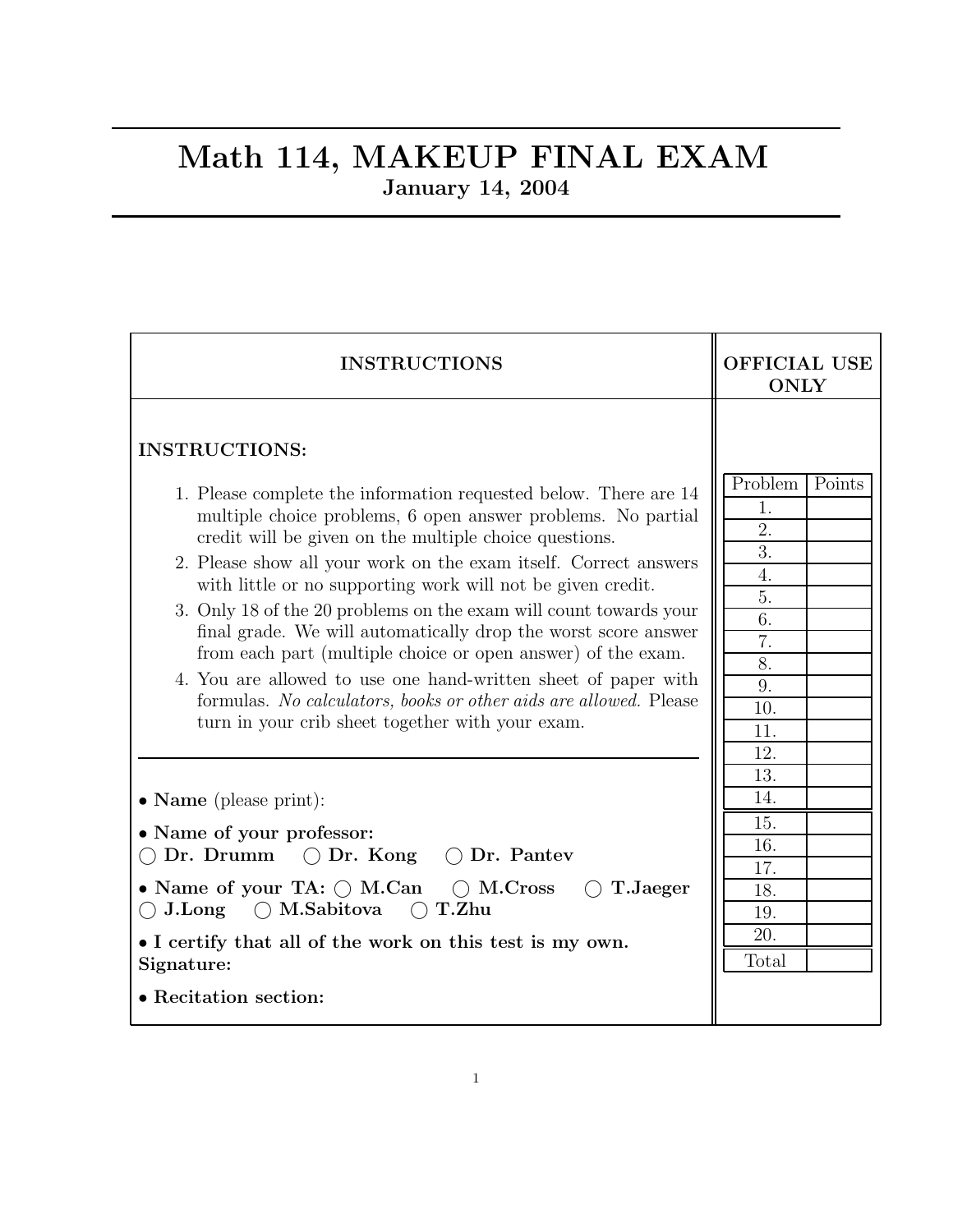# Math 114, MAKEUP FINAL EXAM

**January 14, 2004**

| INSTRUCTIONS | OFFICIAL USE ONLY |
|---|---|

**INSTRUCTIONS:**

1. Please complete the information requested below. There are 14 multiple choice problems, 6 open answer problems. No partial credit will be given on the multiple choice questions.
2. Please show all your work on the exam itself. Correct answers with little or no supporting work will not be given credit.
3. Only 18 of the 20 problems on the exam will count towards your final grade. We will automatically drop the worst score answer from each part (multiple choice or open answer) of the exam.
4. You are allowed to use one hand-written sheet of paper with formulas. *No calculators, books or other aids are allowed.* Please turn in your crib sheet together with your exam.

---

- **Name** (please print):
- **Name of your professor:**
◯ **Dr. Drumm** ◯ **Dr. Kong** ◯ **Dr. Pantev**
- **Name of your TA:** ◯ **M.Can** ◯ **M.Cross** ◯ **T.Jaeger** ◯ **J.Long** ◯ **M.Sabitova** ◯ **T.Zhu**
- **I certify that all of the work on this test is my own. Signature:**
- **Recitation section:**

| Problem | Points |
|---|---|
| 1. | |
| 2. | |
| 3. | |
| 4. | |
| 5. | |
| 6. | |
| 7. | |
| 8. | |
| 9. | |
| 10. | |
| 11. | |
| 12. | |
| 13. | |
| 14. | |
| 15. | |
| 16. | |
| 17. | |
| 18. | |
| 19. | |
| 20. | |
| Total | |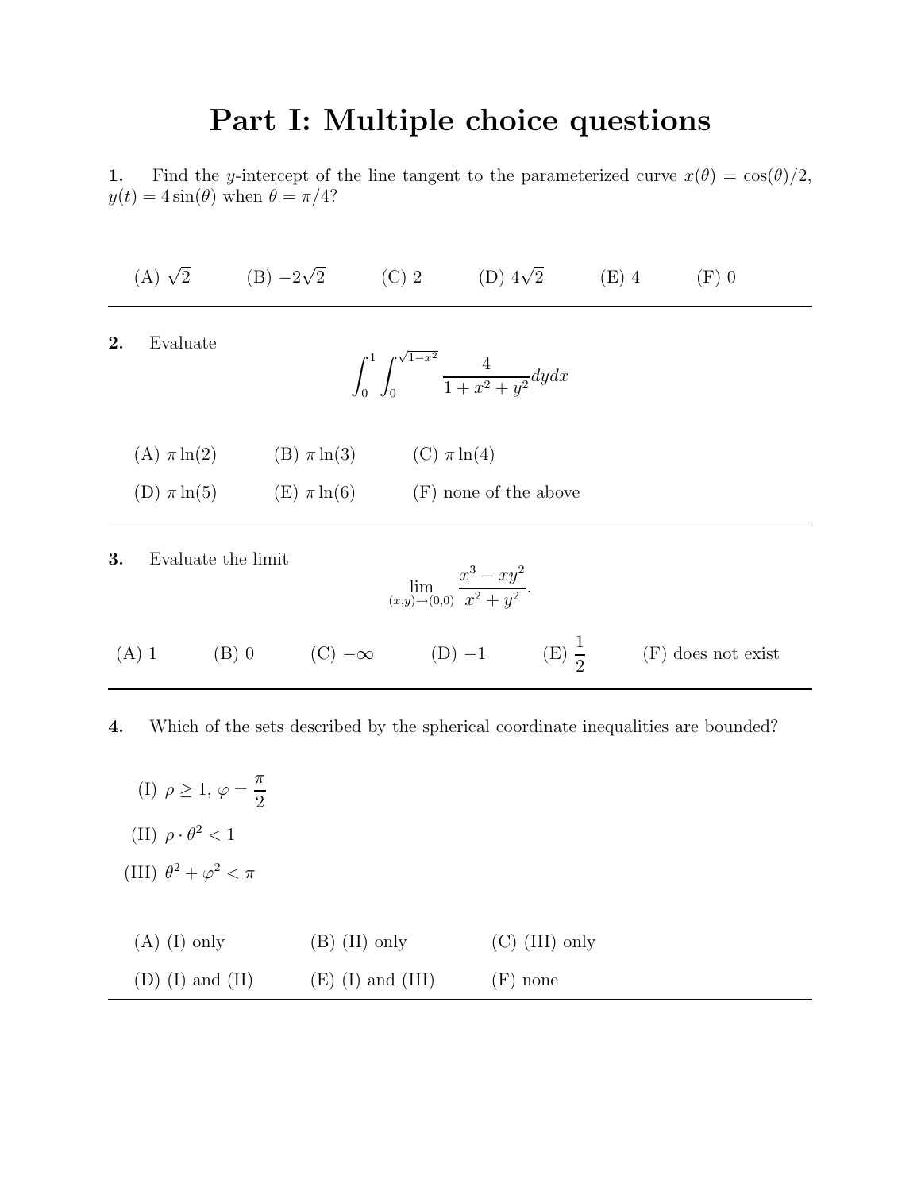# Part I: Multiple choice questions

**1.** Find the $y$-intercept of the line tangent to the parameterized curve $x(\theta) = \cos(\theta)/2$, $y(t) = 4\sin(\theta)$ when $\theta = \pi/4$?

(A) $\sqrt{2}$ (B) $-2\sqrt{2}$ (C) 2 (D) $4\sqrt{2}$ (E) 4 (F) 0

---

**2.** Evaluate

$$\int_0^1 \int_0^{\sqrt{1-x^2}} \frac{4}{1+x^2+y^2} dydx$$

(A) $\pi \ln(2)$ (B) $\pi \ln(3)$ (C) $\pi \ln(4)$

(D) $\pi \ln(5)$ (E) $\pi \ln(6)$ (F) none of the above

---

**3.** Evaluate the limit

$$\lim_{(x,y)\to(0,0)} \frac{x^3 - xy^2}{x^2+y^2}.$$

(A) 1 (B) 0 (C) $-\infty$ (D) $-1$ (E) $\frac{1}{2}$ (F) does not exist

---

**4.** Which of the sets described by the spherical coordinate inequalities are bounded?

(I) $\rho \geq 1$, $\varphi = \frac{\pi}{2}$

(II) $\rho \cdot \theta^2 < 1$

(III) $\theta^2 + \varphi^2 < \pi$

(A) (I) only (B) (II) only (C) (III) only

(D) (I) and (II) (E) (I) and (III) (F) none

---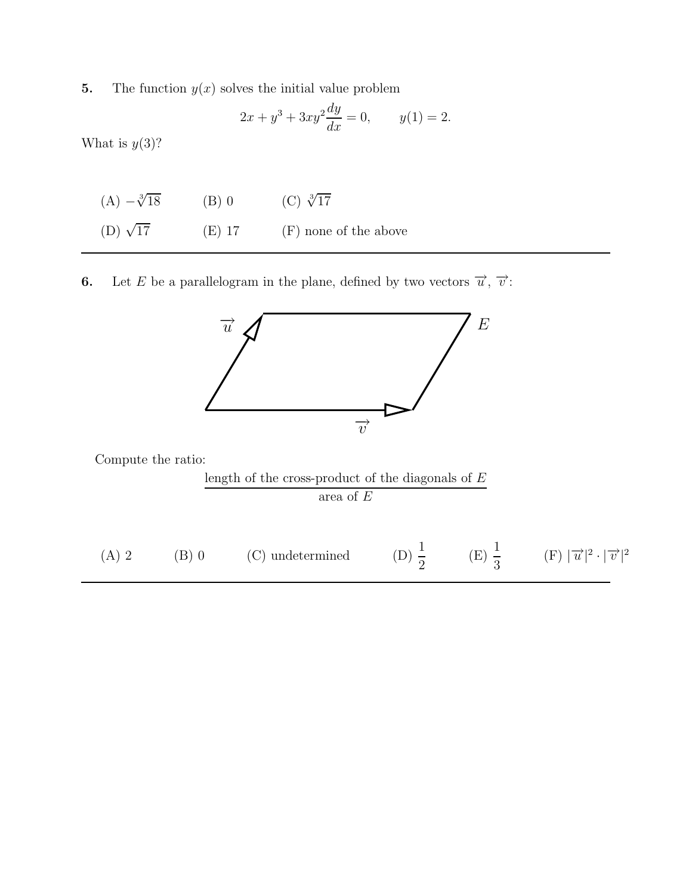**5.** The function $y(x)$ solves the initial value problem

$$2x + y^3 + 3xy^2 \frac{dy}{dx} = 0, \qquad y(1) = 2.$$

What is $y(3)$?

(A) $-\sqrt[3]{18}$ (B) 0 (C) $\sqrt[3]{17}$

(D) $\sqrt{17}$ (E) 17 (F) none of the above

---

**6.** Let $E$ be a parallelogram in the plane, defined by two vectors $\overrightarrow{u}$, $\overrightarrow{v}$:

$\overrightarrow{u}$

$E$

$\overrightarrow{v}$

Compute the ratio:

$$\frac{\text{length of the cross-product of the diagonals of } E}{\text{area of } E}$$

(A) 2 (B) 0 (C) undetermined (D) $\frac{1}{2}$ (E) $\frac{1}{3}$ (F) $|\overrightarrow{u}|^2 \cdot |\overrightarrow{v}|^2$

---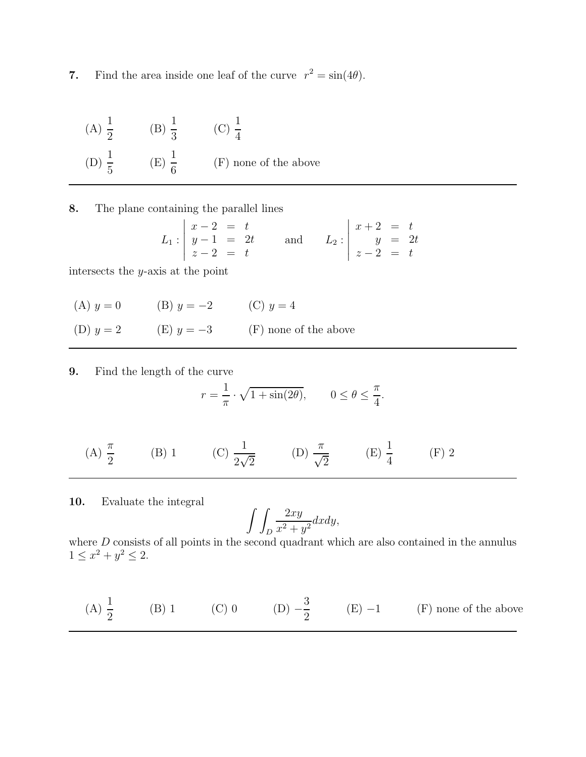**7.** Find the area inside one leaf of the curve $r^2 = \sin(4\theta)$.

(A) $\frac{1}{2}$ (B) $\frac{1}{3}$ (C) $\frac{1}{4}$

(D) $\frac{1}{5}$ (E) $\frac{1}{6}$ (F) none of the above

---

**8.** The plane containing the parallel lines

$$L_1 : \left| \begin{array}{rcl} x-2 &=& t \\ y-1 &=& 2t \\ z-2 &=& t \end{array} \right. \qquad \text{and} \qquad L_2 : \left| \begin{array}{rcl} x+2 &=& t \\ y &=& 2t \\ z-2 &=& t \end{array} \right.$$

intersects the $y$-axis at the point

(A) $y = 0$ (B) $y = -2$ (C) $y = 4$

(D) $y = 2$ (E) $y = -3$ (F) none of the above

---

**9.** Find the length of the curve

$$r = \frac{1}{\pi} \cdot \sqrt{1 + \sin(2\theta)}, \qquad 0 \le \theta \le \frac{\pi}{4}.$$

(A) $\frac{\pi}{2}$ (B) 1 (C) $\frac{1}{2\sqrt{2}}$ (D) $\frac{\pi}{\sqrt{2}}$ (E) $\frac{1}{4}$ (F) 2

---

**10.** Evaluate the integral

$$\int\int_D \frac{2xy}{x^2 + y^2} dxdy,$$

where $D$ consists of all points in the second quadrant which are also contained in the annulus $1 \le x^2 + y^2 \le 2$.

(A) $\frac{1}{2}$ (B) 1 (C) 0 (D) $-\frac{3}{2}$ (E) $-1$ (F) none of the above

---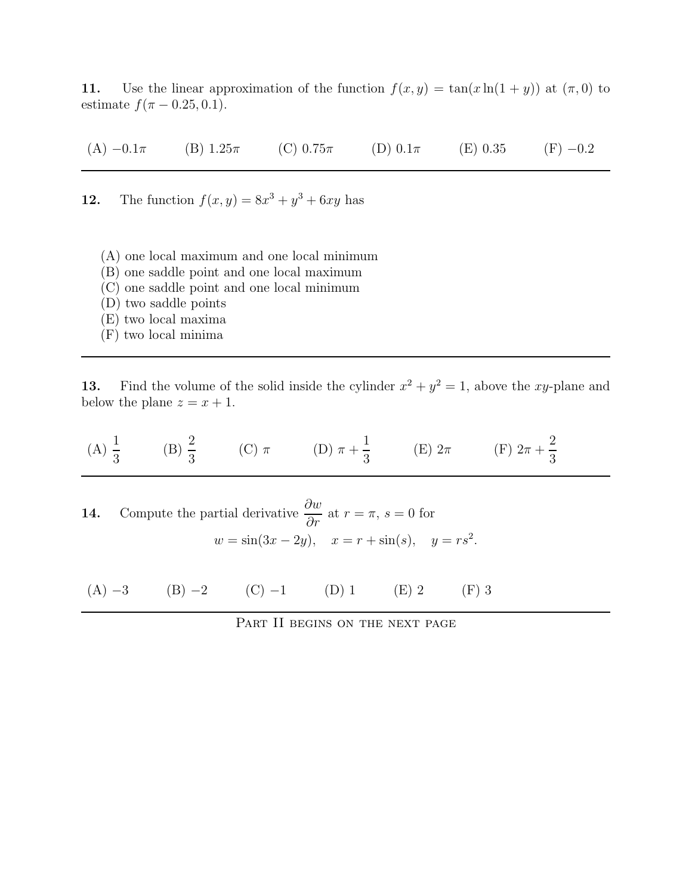**11.** Use the linear approximation of the function $f(x, y) = \tan(x \ln(1 + y))$ at $(\pi, 0)$ to estimate $f(\pi - 0.25, 0.1)$.

(A) $-0.1\pi$ (B) $1.25\pi$ (C) $0.75\pi$ (D) $0.1\pi$ (E) $0.35$ (F) $-0.2$

---

**12.** The function $f(x, y) = 8x^3 + y^3 + 6xy$ has

(A) one local maximum and one local minimum
(B) one saddle point and one local maximum
(C) one saddle point and one local minimum
(D) two saddle points
(E) two local maxima
(F) two local minima

---

**13.** Find the volume of the solid inside the cylinder $x^2 + y^2 = 1$, above the $xy$-plane and below the plane $z = x + 1$.

(A) $\frac{1}{3}$ (B) $\frac{2}{3}$ (C) $\pi$ (D) $\pi + \frac{1}{3}$ (E) $2\pi$ (F) $2\pi + \frac{2}{3}$

---

**14.** Compute the partial derivative $\frac{\partial w}{\partial r}$ at $r = \pi$, $s = 0$ for

$$w = \sin(3x - 2y), \quad x = r + \sin(s), \quad y = rs^2.$$

(A) $-3$ (B) $-2$ (C) $-1$ (D) $1$ (E) $2$ (F) $3$

---

PART II BEGINS ON THE NEXT PAGE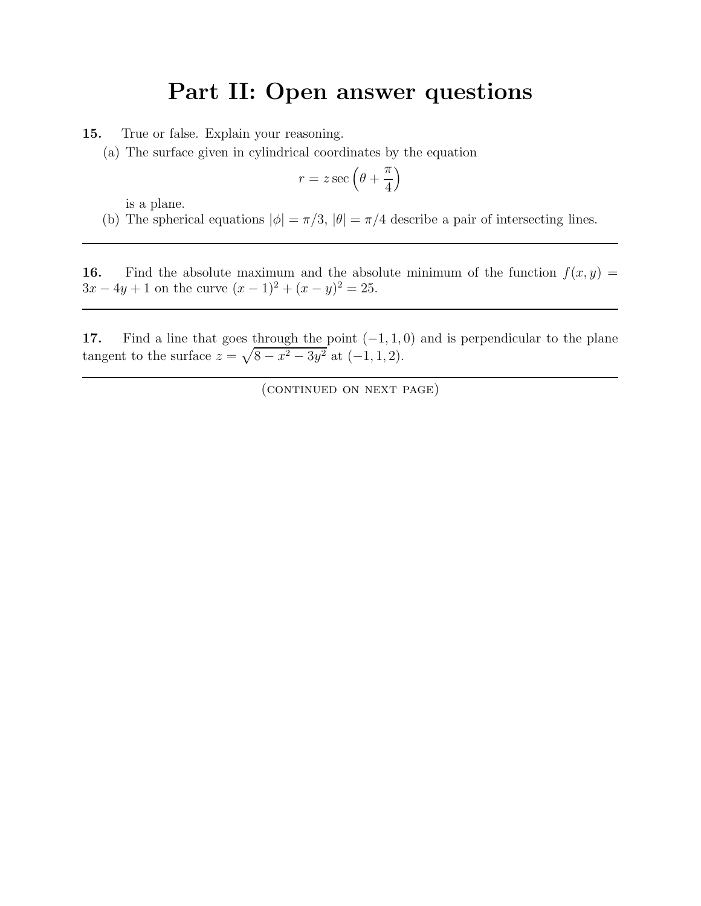# Part II: Open answer questions

**15.** True or false. Explain your reasoning.

(a) The surface given in cylindrical coordinates by the equation

$$r = z \sec\left(\theta + \frac{\pi}{4}\right)$$

is a plane.

(b) The spherical equations $|\phi| = \pi/3$, $|\theta| = \pi/4$ describe a pair of intersecting lines.

---

**16.** Find the absolute maximum and the absolute minimum of the function $f(x, y) = 3x - 4y + 1$ on the curve $(x-1)^2 + (x-y)^2 = 25$.

---

**17.** Find a line that goes through the point $(-1, 1, 0)$ and is perpendicular to the plane tangent to the surface $z = \sqrt{8 - x^2 - 3y^2}$ at $(-1, 1, 2)$.

---

(CONTINUED ON NEXT PAGE)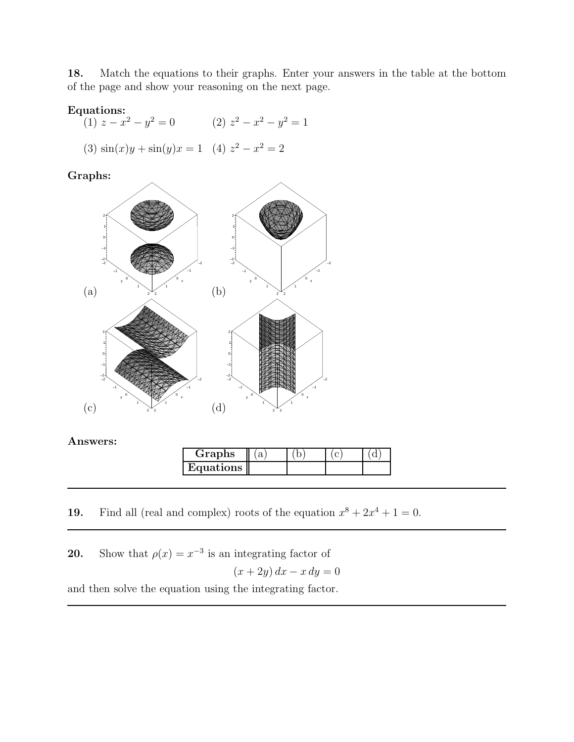**18.** Match the equations to their graphs. Enter your answers in the table at the bottom of the page and show your reasoning on the next page.

**Equations:**

(1) $z - x^2 - y^2 = 0$ (2) $z^2 - x^2 - y^2 = 1$

(3) $\sin(x)y + \sin(y)x = 1$ (4) $z^2 - x^2 = 2$

**Graphs:**

(a)

(b)

(c)

(d)

**Answers:**

| **Graphs** | (a) | (b) | (c) | (d) |
|---|---|---|---|---|
| **Equations** | | | | |

---

**19.** Find all (real and complex) roots of the equation $x^8 + 2x^4 + 1 = 0$.

---

**20.** Show that $\rho(x) = x^{-3}$ is an integrating factor of

$$(x + 2y)\,dx - x\,dy = 0$$

and then solve the equation using the integrating factor.

---